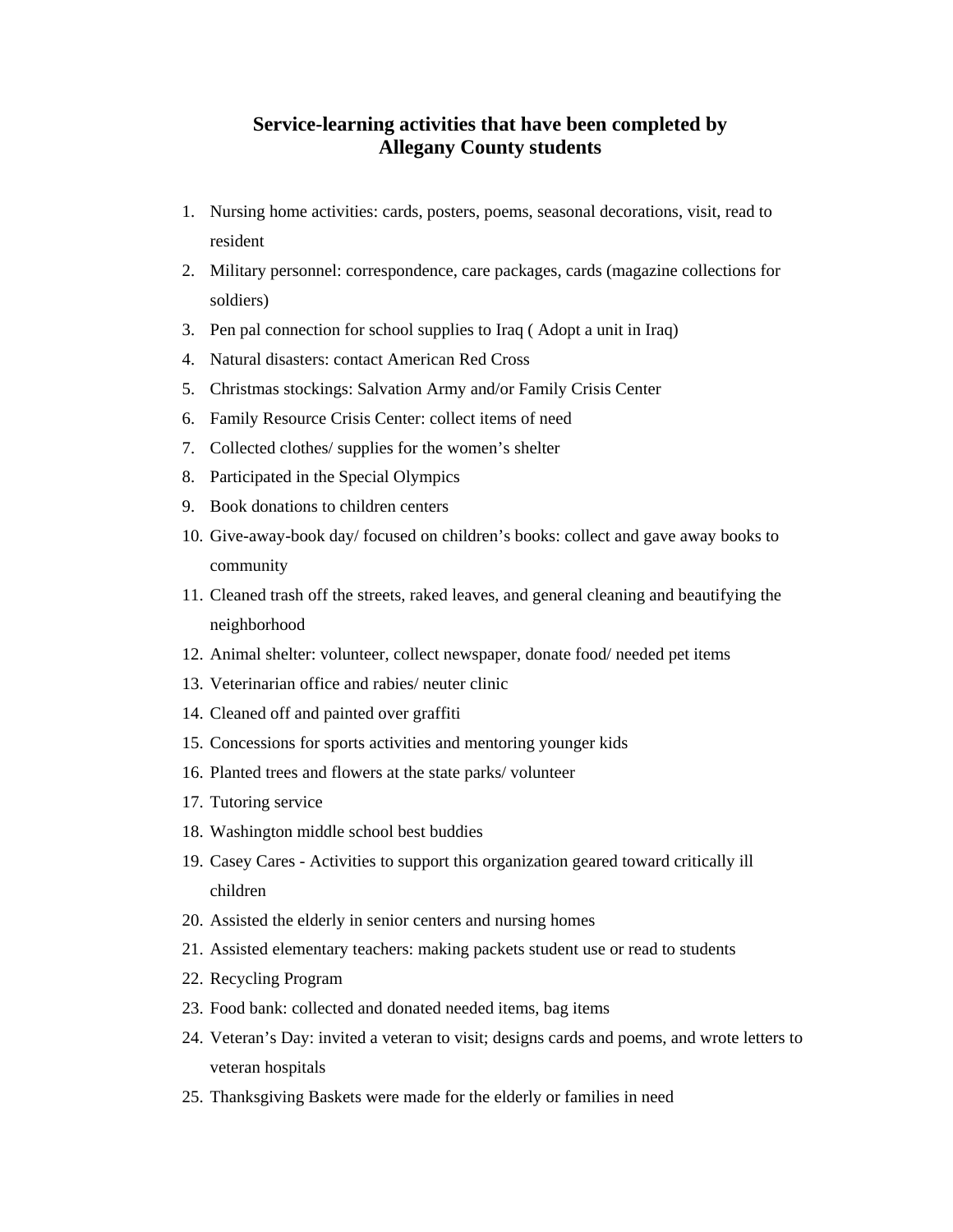## Service-learning activities that have been completed by Allegany County students

1. Nursing home activities: cards, posters, poems, seasonal decorations, visit, read to resident
2. Military personnel: correspondence, care packages, cards (magazine collections for soldiers)
3. Pen pal connection for school supplies to Iraq ( Adopt a unit in Iraq)
4. Natural disasters: contact American Red Cross
5. Christmas stockings: Salvation Army and/or Family Crisis Center
6. Family Resource Crisis Center: collect items of need
7. Collected clothes/ supplies for the women's shelter
8. Participated in the Special Olympics
9. Book donations to children centers
10. Give-away-book day/ focused on children's books: collect and gave away books to community
11. Cleaned trash off the streets, raked leaves, and general cleaning and beautifying the neighborhood
12. Animal shelter: volunteer, collect newspaper, donate food/ needed pet items
13. Veterinarian office and rabies/ neuter clinic
14. Cleaned off and painted over graffiti
15. Concessions for sports activities and mentoring younger kids
16. Planted trees and flowers at the state parks/ volunteer
17. Tutoring service
18. Washington middle school best buddies
19. Casey Cares - Activities to support this organization geared toward critically ill children
20. Assisted the elderly in senior centers and nursing homes
21. Assisted elementary teachers: making packets student use or read to students
22. Recycling Program
23. Food bank: collected and donated needed items, bag items
24. Veteran's Day: invited a veteran to visit; designs cards and poems, and wrote letters to veteran hospitals
25. Thanksgiving Baskets were made for the elderly or families in need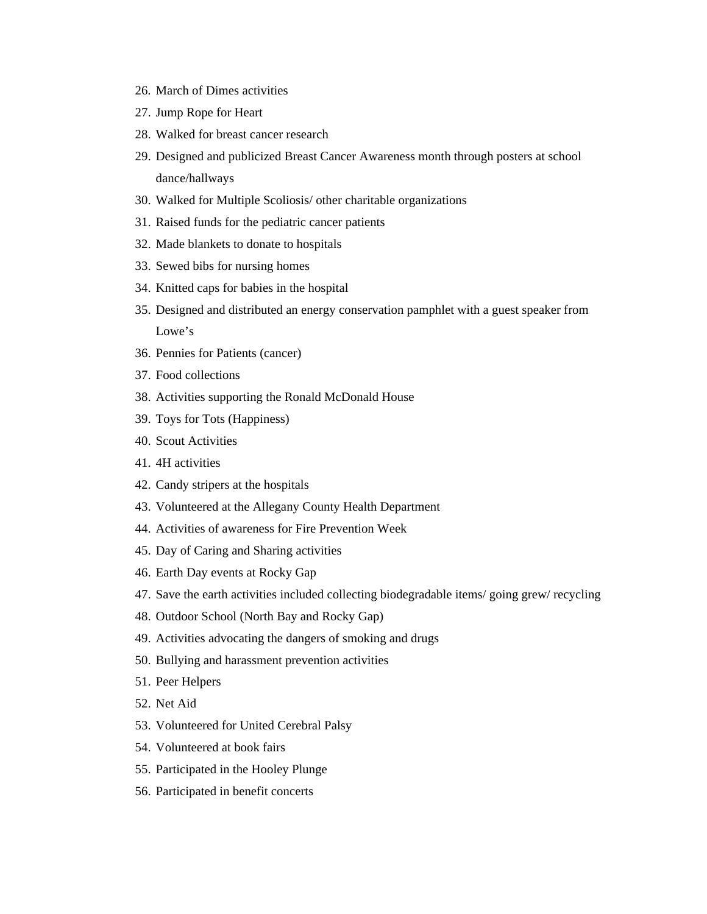26. March of Dimes activities
27. Jump Rope for Heart
28. Walked for breast cancer research
29. Designed and publicized Breast Cancer Awareness month through posters at school dance/hallways
30. Walked for Multiple Scoliosis/ other charitable organizations
31. Raised funds for the pediatric cancer patients
32. Made blankets to donate to hospitals
33. Sewed bibs for nursing homes
34. Knitted caps for babies in the hospital
35. Designed and distributed an energy conservation pamphlet with a guest speaker from Lowe's
36. Pennies for Patients (cancer)
37. Food collections
38. Activities supporting the Ronald McDonald House
39. Toys for Tots (Happiness)
40. Scout Activities
41. 4H activities
42. Candy stripers at the hospitals
43. Volunteered at the Allegany County Health Department
44. Activities of awareness for Fire Prevention Week
45. Day of Caring and Sharing activities
46. Earth Day events at Rocky Gap
47. Save the earth activities included collecting biodegradable items/ going grew/ recycling
48. Outdoor School (North Bay and Rocky Gap)
49. Activities advocating the dangers of smoking and drugs
50. Bullying and harassment prevention activities
51. Peer Helpers
52. Net Aid
53. Volunteered for United Cerebral Palsy
54. Volunteered at book fairs
55. Participated in the Hooley Plunge
56. Participated in benefit concerts